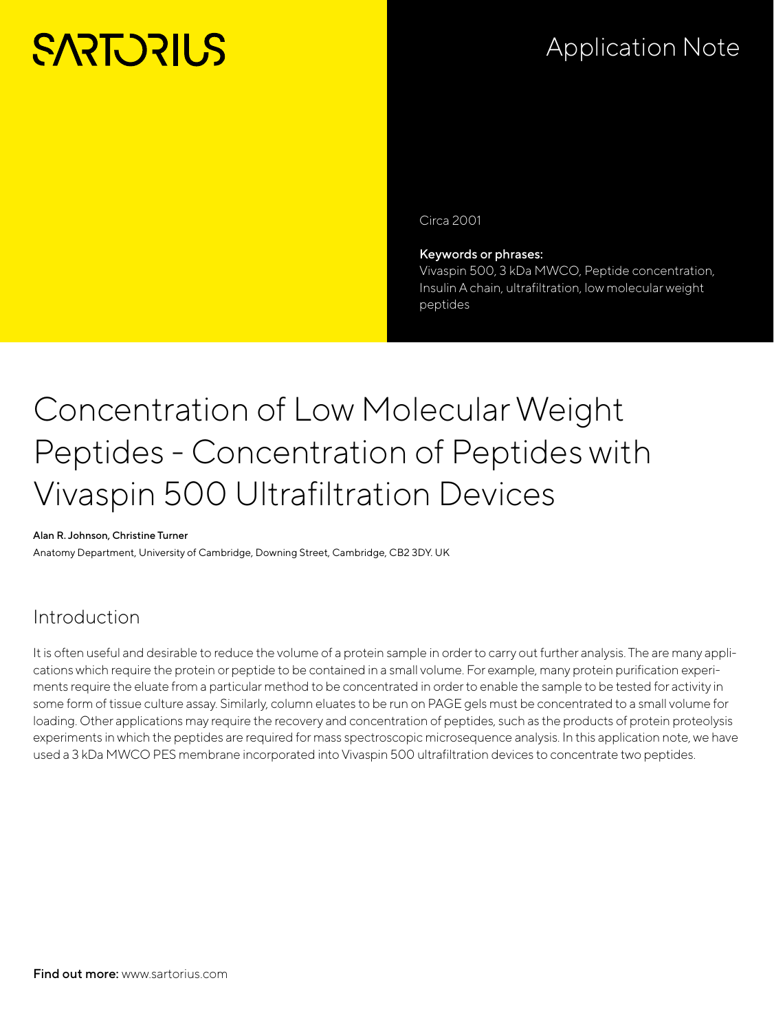SARTORIUS

Application Note

Circa 2001

**Keywords or phrases:**
Vivaspin 500, 3 kDa MWCO, Peptide concentration, Insulin A chain, ultrafiltration, low molecular weight peptides

# Concentration of Low Molecular Weight Peptides - Concentration of Peptides with Vivaspin 500 Ultrafiltration Devices

**Alan R. Johnson, Christine Turner**
Anatomy Department, University of Cambridge, Downing Street, Cambridge, CB2 3DY. UK

## Introduction

It is often useful and desirable to reduce the volume of a protein sample in order to carry out further analysis. The are many applications which require the protein or peptide to be contained in a small volume. For example, many protein purification experiments require the eluate from a particular method to be concentrated in order to enable the sample to be tested for activity in some form of tissue culture assay. Similarly, column eluates to be run on PAGE gels must be concentrated to a small volume for loading. Other applications may require the recovery and concentration of peptides, such as the products of protein proteolysis experiments in which the peptides are required for mass spectroscopic microsequence analysis. In this application note, we have used a 3 kDa MWCO PES membrane incorporated into Vivaspin 500 ultrafiltration devices to concentrate two peptides.

**Find out more:** www.sartorius.com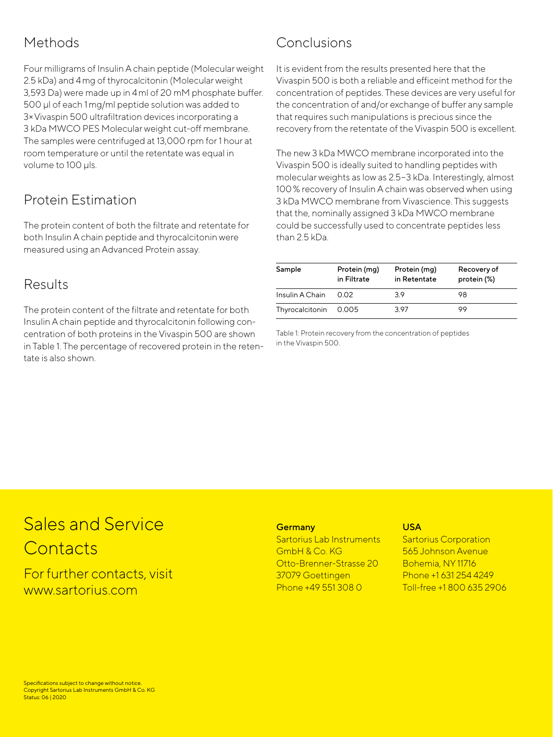## Methods

Four milligrams of Insulin A chain peptide (Molecular weight 2.5 kDa) and 4 mg of thyrocalcitonin (Molecular weight 3,593 Da) were made up in 4 ml of 20 mM phosphate buffer. 500 µl of each 1 mg/ml peptide solution was added to 3× Vivaspin 500 ultrafiltration devices incorporating a 3 kDa MWCO PES Molecular weight cut-off membrane. The samples were centrifuged at 13,000 rpm for 1 hour at room temperature or until the retentate was equal in volume to 100 µls.

## Protein Estimation

The protein content of both the filtrate and retentate for both Insulin A chain peptide and thyrocalcitonin were measured using an Advanced Protein assay.

## Results

The protein content of the filtrate and retentate for both Insulin A chain peptide and thyrocalcitonin following concentration of both proteins in the Vivaspin 500 are shown in Table 1. The percentage of recovered protein in the retentate is also shown.

## Conclusions

It is evident from the results presented here that the Vivaspin 500 is both a reliable and efficeint method for the concentration of peptides. These devices are very useful for the concentration of and/or exchange of buffer any sample that requires such manipulations is precious since the recovery from the retentate of the Vivaspin 500 is excellent.

The new 3 kDa MWCO membrane incorporated into the Vivaspin 500 is ideally suited to handling peptides with molecular weights as low as 2.5–3 kDa. Interestingly, almost 100 % recovery of Insulin A chain was observed when using 3 kDa MWCO membrane from Vivascience. This suggests that the, nominally assigned 3 kDa MWCO membrane could be successfully used to concentrate peptides less than 2.5 kDa.

| Sample | Protein (mg) in Filtrate | Protein (mg) in Retentate | Recovery of protein (%) |
|---|---|---|---|
| Insulin A Chain | 0.02 | 3.9 | 98 |
| Thyrocalcitonin | 0.005 | 3.97 | 99 |

Table 1: Protein recovery from the concentration of peptides in the Vivaspin 500.

# Sales and Service Contacts

For further contacts, visit www.sartorius.com

**Germany**
Sartorius Lab Instruments GmbH & Co. KG
Otto-Brenner-Strasse 20
37079 Goettingen
Phone +49 551 308 0

**USA**
Sartorius Corporation
565 Johnson Avenue
Bohemia, NY 11716
Phone +1 631 254 4249
Toll-free +1 800 635 2906

Specifications subject to change without notice.
Copyright Sartorius Lab Instruments GmbH & Co. KG
Status: 06 | 2020